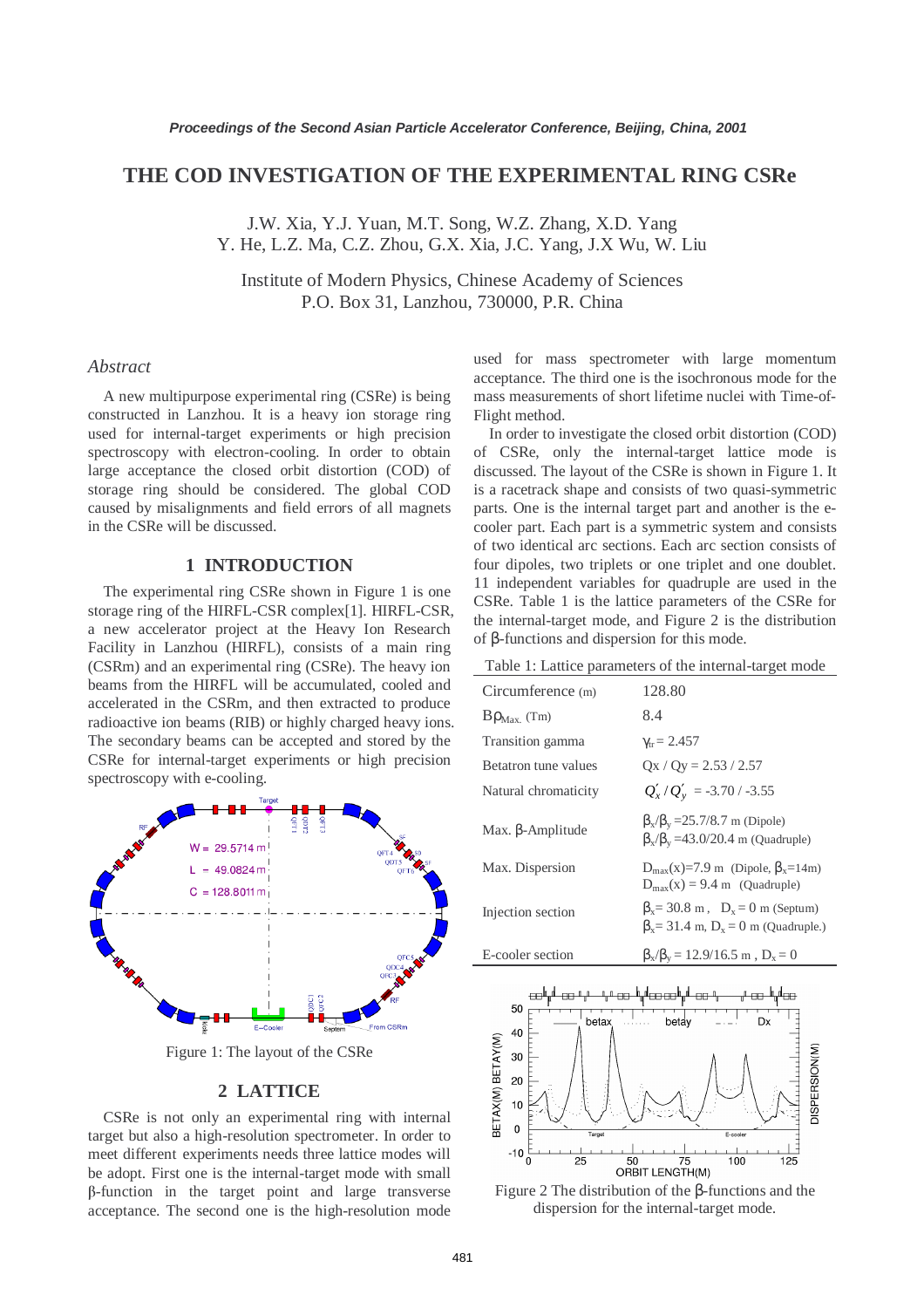# THE COD INVESTIGATION OF THE EXPERIMENTAL RING CSRe

J.W. Xia, Y.J. Yuan, M.T. Song, W.Z. Zhang, X.D. Yang
Y. He, L.Z. Ma, C.Z. Zhou, G.X. Xia, J.C. Yang, J.X Wu, W. Liu

Institute of Modern Physics, Chinese Academy of Sciences
P.O. Box 31, Lanzhou, 730000, P.R. China

## *Abstract*

A new multipurpose experimental ring (CSRe) is being constructed in Lanzhou. It is a heavy ion storage ring used for internal-target experiments or high precision spectroscopy with electron-cooling. In order to obtain large acceptance the closed orbit distortion (COD) of storage ring should be considered. The global COD caused by misalignments and field errors of all magnets in the CSRe will be discussed.

## 1 INTRODUCTION

The experimental ring CSRe shown in Figure 1 is one storage ring of the HIRFL-CSR complex[1]. HIRFL-CSR, a new accelerator project at the Heavy Ion Research Facility in Lanzhou (HIRFL), consists of a main ring (CSRm) and an experimental ring (CSRe). The heavy ion beams from the HIRFL will be accumulated, cooled and accelerated in the CSRm, and then extracted to produce radioactive ion beams (RIB) or highly charged heavy ions. The secondary beams can be accepted and stored by the CSRe for internal-target experiments or high precision spectroscopy with e-cooling.

Figure 1: The layout of the CSRe

## 2 LATTICE

CSRe is not only an experimental ring with internal target but also a high-resolution spectrometer. In order to meet different experiments needs three lattice modes will be adopt. First one is the internal-target mode with small β-function in the target point and large transverse acceptance. The second one is the high-resolution mode used for mass spectrometer with large momentum acceptance. The third one is the isochronous mode for the mass measurements of short lifetime nuclei with Time-of-Flight method.

In order to investigate the closed orbit distortion (COD) of CSRe, only the internal-target lattice mode is discussed. The layout of the CSRe is shown in Figure 1. It is a racetrack shape and consists of two quasi-symmetric parts. One is the internal target part and another is the e-cooler part. Each part is a symmetric system and consists of two identical arc sections. Each arc section consists of four dipoles, two triplets or one triplet and one doublet. 11 independent variables for quadruple are used in the CSRe. Table 1 is the lattice parameters of the CSRe for the internal-target mode, and Figure 2 is the distribution of β-functions and dispersion for this mode.

Table 1: Lattice parameters of the internal-target mode

| | |
|---|---|
| Circumference (m) | 128.80 |
| $B\rho_{Max.}$ (Tm) | 8.4 |
| Transition gamma | $\gamma_{tr}$ = 2.457 |
| Betatron tune values | Qx / Qy = 2.53 / 2.57 |
| Natural chromaticity | $Q_x' / Q_y'$ = -3.70 / -3.55 |
| Max. β-Amplitude | $\beta_x/\beta_y$ =25.7/8.7 m (Dipole)<br>$\beta_x/\beta_y$ =43.0/20.4 m (Quadruple) |
| Max. Dispersion | $D_{max}(x)$=7.9 m (Dipole, $\beta_x$=14m)<br>$D_{max}(x)$ = 9.4 m (Quadruple) |
| Injection section | $\beta_x$= 30.8 m , $D_x$ = 0 m (Septum)<br>$\beta_x$= 31.4 m, $D_x$ = 0 m (Quadruple.) |
| E-cooler section | $\beta_x/\beta_y$ = 12.9/16.5 m , $D_x$ = 0 |

Figure 2 The distribution of the β-functions and the dispersion for the internal-target mode.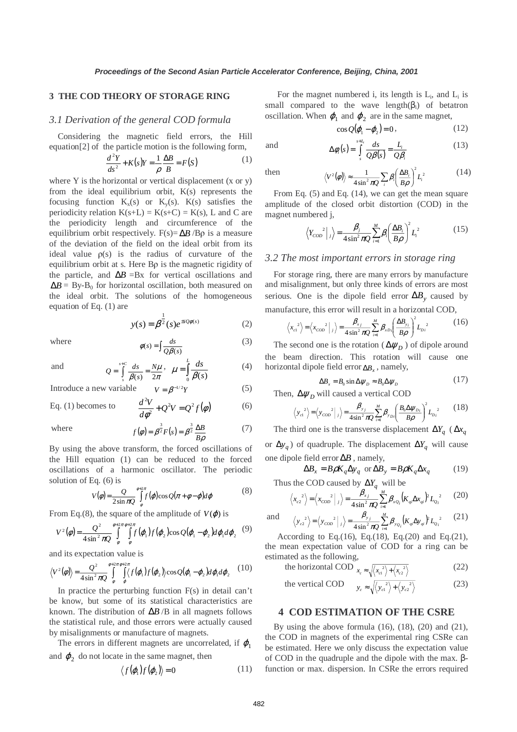## 3 THE COD THEORY OF STORAGE RING

### 3.1 Derivation of the general COD formula

Considering the magnetic field errors, the Hill equation[2] of the particle motion is the following form,

$$\frac{d^2Y}{ds^2}+K(s)Y=\frac{1}{\rho}\frac{\Delta B}{B}=F(S) \tag{1}$$

where Y is the horizontal or vertical displacement (x or y) from the ideal equilibrium orbit, K(s) represents the focusing function $K_x(s)$ or $K_y(s)$. K(s) satisfies the periodicity relation K(s+L) = K(s+C) = K(s), L and C are the periodicity length and circumference of the equilibrium orbit respectively. F(s)= $\Delta B$ /Bρ is a measure of the deviation of the field on the ideal orbit from its ideal value ρ(s) is the radius of curvature of the equilibrium orbit at s. Here Bρ is the magnetic rigidity of the particle, and $\Delta B$ =Bx for vertical oscillations and $\Delta B$ = By-$B_0$ for horizontal oscillation, both measured on the ideal orbit. The solutions of the homogeneous equation of Eq. (1) are

$$y(s)=\beta^{\frac{1}{2}}(s)e^{\pm iQ\phi(s)} \tag{2}$$

where

$$\phi(s)=\int\frac{ds}{Q\beta(s)} \tag{3}$$

and

$$Q=\int_s^{s+C}\frac{ds}{\beta(s)}=\frac{N\mu}{2\pi},\quad \mu=\int_0^L\frac{ds}{\beta(s)} \tag{4}$$

Introduce a new variable

$$V=\beta^{-1/2}Y \tag{5}$$

Eq. (1) becomes to

$$\frac{d^2V}{d\phi^2}+Q^2V=Q^2f(\phi) \tag{6}$$

where

$$f(\phi)=\beta^{\frac{3}{2}}F(s)=\beta^{\frac{3}{2}}\frac{\Delta B}{B\rho} \tag{7}$$

By using the above transform, the forced oscillations of the Hill equation (1) can be reduced to the forced oscillations of a harmonic oscillator. The periodic solution of Eq. (6) is

$$V(\phi)=\frac{Q}{2\sin\pi Q}\int_\phi^{\phi+2\pi}f(\varphi)\cos Q(\pi+\phi-\varphi)d\varphi \tag{8}$$

From Eq.(8), the square of the amplitude of $V(\phi)$ is

$$V^2(\phi)=\frac{Q^2}{4\sin^2\pi Q}\int_\phi^{\phi+2\pi}\int_\phi^{\phi+2\pi}f(\varphi_1)f(\varphi_2)\cos Q(\varphi_1-\varphi_2)d\varphi_1d\varphi_2 \tag{9}$$

and its expectation value is

$$\langle V^2(\phi)\rangle=\frac{Q^2}{4\sin^2\pi Q}\int_\phi^{\phi+2\pi}\int_\phi^{\phi+2\pi}\langle f(\varphi_1)f(\varphi_2)\rangle\cos Q(\varphi_1-\varphi_2)d\varphi_1d\varphi_2 \tag{10}$$

In practice the perturbing function F(s) in detail can't be know, but some of its statistical characteristics are known. The distribution of $\Delta B$/B in all magnets follows the statistical rule, and those errors were actually caused by misalignments or manufacture of magnets.

The errors in different magnets are uncorrelated, if $\varphi_1$ and $\varphi_2$ do not locate in the same magnet, then

$$\langle f(\varphi_1)f(\varphi_2)\rangle=0 \tag{11}$$

For the magnet numbered i, its length is $L_i$, and $L_i$ is small compared to the wave length($\beta_i$) of betatron oscillation. When $\varphi_1$ and $\varphi_2$ are in the same magnet,

$$\cos Q(\varphi_1-\varphi_2)=0, \tag{12}$$

and

$$\Delta\phi_i(s)=\int_s^{s+L_i}\frac{ds}{Q\beta(s)}=\frac{L_i}{Q\beta_i} \tag{13}$$

then

$$\langle V^2(\phi)\rangle\approx\frac{1}{4\sin^2\pi Q}\sum_i\beta_i\left(\frac{\Delta B_i}{B\rho}\right)^2L_i^2 \tag{14}$$

From Eq. (5) and Eq. (14), we can get the mean square amplitude of the closed orbit distortion (COD) in the magnet numbered j,

$$\left\langle Y_{COD}^2\big|_j\right\rangle=\frac{\beta_j}{4\sin^2\pi Q}\sum_{i=1}^M\beta_i\left(\frac{\Delta B_i}{B\rho}\right)^2L_i^2 \tag{15}$$

### 3.2 The most important errors in storage ring

For storage ring, there are many errors by manufacture and misalignment, but only three kinds of errors are most serious. One is the dipole field error $\Delta B_y$ caused by manufacture, this error will result in a horizontal COD,

$$\left\langle x_{c1}^2\right\rangle=\left\langle x_{COD}^2\big|_j\right\rangle=\frac{\beta_{xj}}{4\sin^2\pi Q}\sum_{i=1}^M\beta_{xDi}\left(\frac{\Delta B_{y_i}}{B\rho}\right)^2L_{Di}^2 \tag{16}$$

The second one is the rotation ($\Delta\psi_D$) of dipole around the beam direction. This rotation will cause one horizontal dipole field error $\Delta B_x$, namely,

$$\Delta B_x=B_0\sin\Delta\psi_D\approx B_0\Delta\psi_D \tag{17}$$

Then, $\Delta\psi_D$ will caused a vertical COD

$$\left\langle y_{c1}^2\right\rangle=\left\langle y_{COD}^2\big|_j\right\rangle=\frac{\beta_{yj}}{4\sin^2\pi Q}\sum_{i=1}^M\beta_{yDi}\left(\frac{B_0\Delta\psi_{Di}}{B\rho}\right)^2L_{Di}^2 \tag{18}$$

The third one is the transverse displacement $\Delta Y_q$ ($\Delta x_q$ or $\Delta y_q$) of quadruple. The displacement $\Delta Y_q$ will cause one dipole field error $\Delta B$, namely,

$$\Delta B_x=B\rho K_q\Delta y_q \text{ or } \Delta B_y=B\rho K_q\Delta x_q \tag{19}$$

Thus the COD caused by $\Delta Y_q$ will be

$$\left\langle x_{c2}^2\right\rangle=\left\langle x_{COD}^2\big|_j\right\rangle=\frac{\beta_{xj}}{4\sin^2\pi Q}\sum_{i=1}^M\beta_{xQi}\left(K_{qi}\Delta x_{qi}\right)^2L_{Qi}^2 \tag{20}$$

and

$$\left\langle y_{c2}^2\right\rangle=\left\langle y_{COD}^2\big|_j\right\rangle=\frac{\beta_{yj}}{4\sin^2\pi Q}\sum_{i=1}^M\beta_{yQi}\left(K_{qi}\Delta y_{qi}\right)^2L_{Qi}^2 \tag{21}$$

According to Eq.(16), Eq.(18), Eq.(20) and Eq.(21), the mean expectation value of COD for a ring can be estimated as the following,

the horizontal COD
$$x_c\approx\sqrt{\left\langle x_{c1}^2\right\rangle+\left\langle x_{c2}^2\right\rangle} \tag{22}$$

the vertical COD
$$y_c\approx\sqrt{\left\langle y_{c1}^2\right\rangle+\left\langle y_{c2}^2\right\rangle} \tag{23}$$

## 4 COD ESTIMATION OF THE CSRE

By using the above formula (16), (18), (20) and (21), the COD in magnets of the experimental ring CSRe can be estimated. Here we only discuss the expectation value of COD in the quadruple and the dipole with the max. β-function or max. dispersion. In CSRe the errors required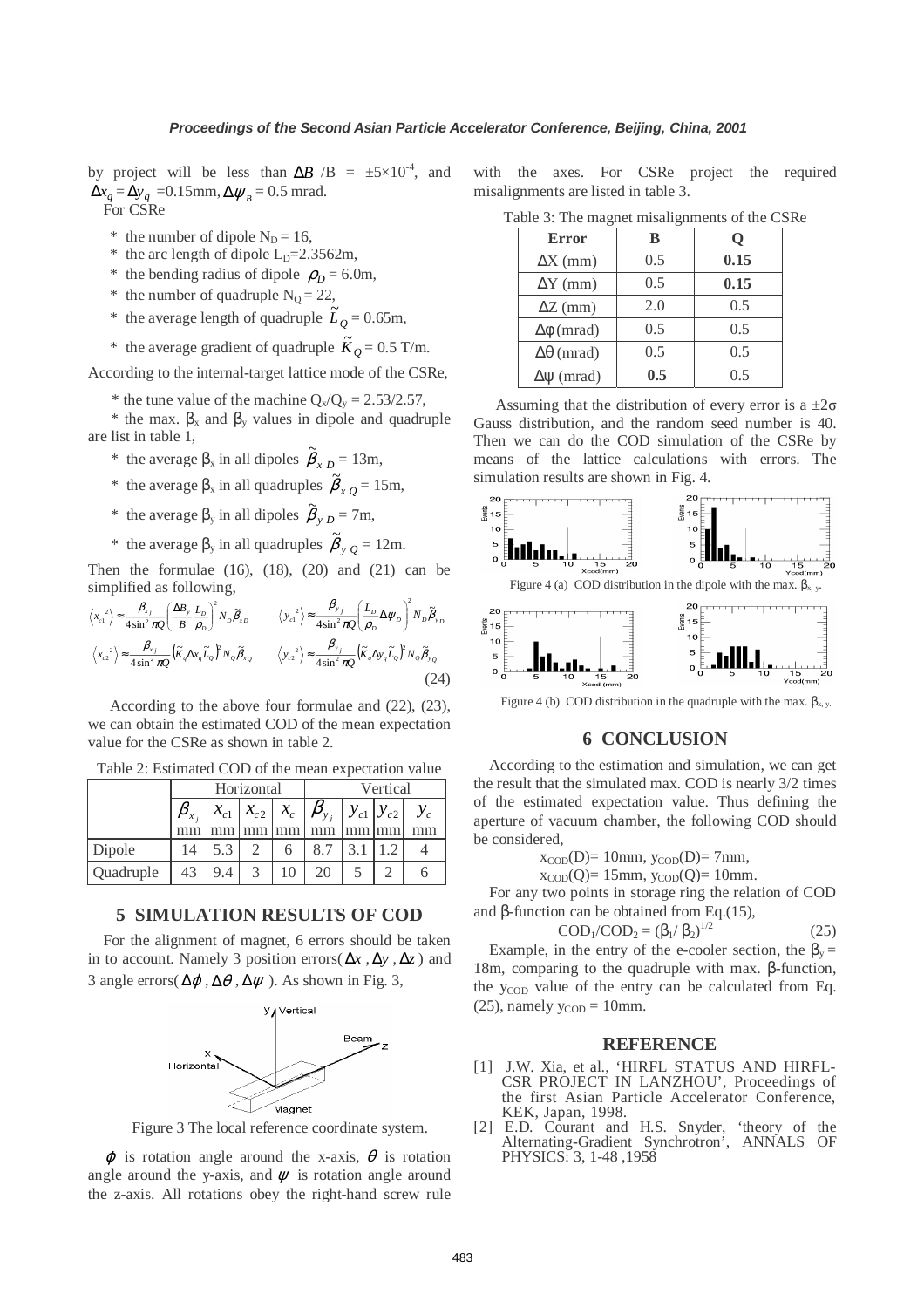by project will be less than $\Delta B$ /B = $\pm 5\times10^{-4}$, and $\Delta x_q = \Delta y_q$ =0.15mm, $\Delta \psi_B$ = 0.5 mrad.

For CSRe

- \* the number of dipole $N_D$ = 16,
- \* the arc length of dipole $L_D$=2.3562m,
- \* the bending radius of dipole $\rho_D$ = 6.0m,
- \* the number of quadruple $N_Q$ = 22,
- \* the average length of quadruple $\tilde{L}_Q$ = 0.65m,
- \* the average gradient of quadruple $\tilde{K}_Q$ = 0.5 T/m.

According to the internal-target lattice mode of the CSRe,

\* the tune value of the machine $Q_x/Q_y$ = 2.53/2.57,

\* the max. $\beta_x$ and $\beta_y$ values in dipole and quadruple are list in table 1,

- \* the average $\beta_x$ in all dipoles $\tilde{\beta}_{x\,D}$ = 13m,
- \* the average $\beta_x$ in all quadruples $\tilde{\beta}_{x\,Q}$ = 15m,
- \* the average $\beta_y$ in all dipoles $\tilde{\beta}_{y\,D}$ = 7m,
- \* the average $\beta_y$ in all quadruples $\tilde{\beta}_{y\,Q}$ = 12m.

Then the formulae (16), (18), (20) and (21) can be simplified as following,

$$\left\langle x_{c1}{}^2\right\rangle \approx \frac{\beta_{x_j}}{4\sin^2\pi Q}\left(\frac{\Delta B_y}{B}\frac{L_D}{\rho_D}\right)^2 N_D\tilde{\beta}_{xD} \qquad \left\langle y_{c1}{}^2\right\rangle \approx \frac{\beta_{y_j}}{4\sin^2\pi Q}\left(\frac{L_D}{\rho_D}\Delta\psi_D\right)^2 N_D\tilde{\beta}_{yD}$$

$$\left\langle x_{c2}{}^2\right\rangle \approx \frac{\beta_{xj}}{4\sin^2\pi Q}\left(\tilde{K}_q\Delta x_q\tilde{L}_Q\right)^2 N_Q\tilde{\beta}_{xQ} \qquad \left\langle y_{c2}{}^2\right\rangle \approx \frac{\beta_{yj}}{4\sin^2\pi Q}\left(\tilde{K}_q\Delta y_q\tilde{L}_Q\right)^2 N_Q\tilde{\beta}_{yQ} \tag{24}$$

According to the above four formulae and (22), (23), we can obtain the estimated COD of the mean expectation value for the CSRe as shown in table 2.

Table 2: Estimated COD of the mean expectation value

| | Horizontal | | | | Vertical | | | |
|---|---|---|---|---|---|---|---|---|
| | $\beta_{x_j}$ mm | $x_{c1}$ mm | $x_{c2}$ mm | $x_c$ mm | $\beta_{y_j}$ mm | $y_{c1}$ mm | $y_{c2}$ mm | $y_c$ mm |
| Dipole | 14 | 5.3 | 2 | 6 | 8.7 | 3.1 | 1.2 | 4 |
| Quadruple | 43 | 9.4 | 3 | 10 | 20 | 5 | 2 | 6 |

## 5 SIMULATION RESULTS OF COD

For the alignment of magnet, 6 errors should be taken in to account. Namely 3 position errors( $\Delta x$ , $\Delta y$ , $\Delta z$ ) and 3 angle errors( $\Delta\varphi$ , $\Delta\theta$ , $\Delta\psi$ ). As shown in Fig. 3,

y Vertical
x Horizontal
Beam
z
Magnet

Figure 3 The local reference coordinate system.

$\varphi$ is rotation angle around the x-axis, $\theta$ is rotation angle around the y-axis, and $\psi$ is rotation angle around the z-axis. All rotations obey the right-hand screw rule with the axes. For CSRe project the required misalignments are listed in table 3.

Table 3: The magnet misalignments of the CSRe

| Error | B | Q |
|---|---|---|
| $\Delta$X (mm) | 0.5 | **0.15** |
| $\Delta$Y (mm) | 0.5 | **0.15** |
| $\Delta$Z (mm) | 2.0 | 0.5 |
| $\Delta\phi$ (mrad) | 0.5 | 0.5 |
| $\Delta\theta$ (mrad) | 0.5 | 0.5 |
| $\Delta\psi$ (mrad) | **0.5** | 0.5 |

Assuming that the distribution of every error is a $\pm 2\sigma$ Gauss distribution, and the random seed number is 40. Then we can do the COD simulation of the CSRe by means of the lattice calculations with errors. The simulation results are shown in Fig. 4.

Events
Xcod(mm)
Ycod(mm)

Figure 4 (a) COD distribution in the dipole with the max. $\beta_{x,\,y}$.

Events
Xcod (mm)
Ycod(mm)

Figure 4 (b) COD distribution in the quadruple with the max. $\beta_{x,\,y}$.

## 6 CONCLUSION

According to the estimation and simulation, we can get the result that the simulated max. COD is nearly 3/2 times of the estimated expectation value. Thus defining the aperture of vacuum chamber, the following COD should be considered,

$x_{COD}$(D)= 10mm, $y_{COD}$(D)= 7mm,

$x_{COD}$(Q)= 15mm, $y_{COD}$(Q)= 10mm.

For any two points in storage ring the relation of COD and $\beta$-function can be obtained from Eq.(15),

$$\mathrm{COD}_1/\mathrm{COD}_2 = (\beta_1/\beta_2)^{1/2} \tag{25}$$

Example, in the entry of the e-cooler section, the $\beta_y$ = 18m, comparing to the quadruple with max. $\beta$-function, the $y_{COD}$ value of the entry can be calculated from Eq. (25), namely $y_{COD}$ = 10mm.

## REFERENCE

[1] J.W. Xia, et al., 'HIRFL STATUS AND HIRFL-CSR PROJECT IN LANZHOU', Proceedings of the first Asian Particle Accelerator Conference, KEK, Japan, 1998.

[2] E.D. Courant and H.S. Snyder, 'theory of the Alternating-Gradient Synchrotron', ANNALS OF PHYSICS: 3, 1-48 ,1958